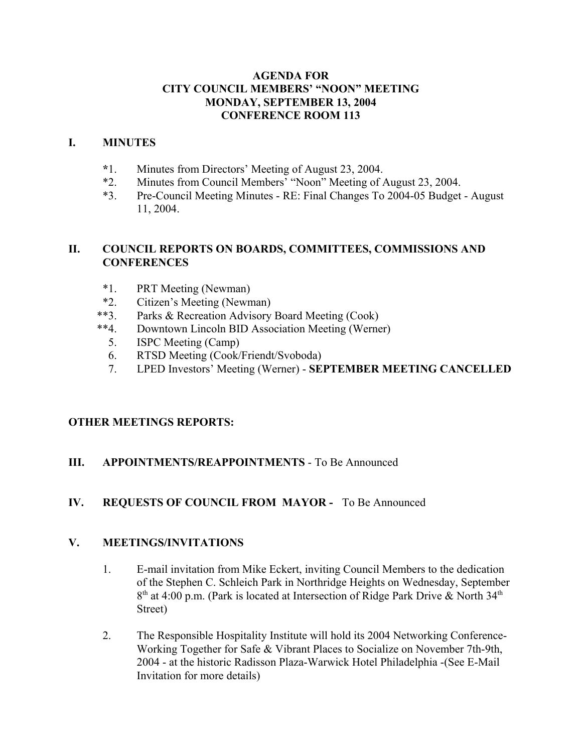# AGENDA FOR
# CITY COUNCIL MEMBERS' "NOON" MEETING
# MONDAY, SEPTEMBER 13, 2004
# CONFERENCE ROOM 113

## I. MINUTES

*1. Minutes from Directors' Meeting of August 23, 2004.

*2. Minutes from Council Members' "Noon" Meeting of August 23, 2004.

*3. Pre-Council Meeting Minutes - RE: Final Changes To 2004-05 Budget - August 11, 2004.

## II. COUNCIL REPORTS ON BOARDS, COMMITTEES, COMMISSIONS AND CONFERENCES

*1. PRT Meeting (Newman)

*2. Citizen's Meeting (Newman)

**3. Parks & Recreation Advisory Board Meeting (Cook)

**4. Downtown Lincoln BID Association Meeting (Werner)

5. ISPC Meeting (Camp)

6. RTSD Meeting (Cook/Friendt/Svoboda)

7. LPED Investors' Meeting (Werner) - **SEPTEMBER MEETING CANCELLED**

## OTHER MEETINGS REPORTS:

## III. APPOINTMENTS/REAPPOINTMENTS - To Be Announced

## IV. REQUESTS OF COUNCIL FROM MAYOR - To Be Announced

## V. MEETINGS/INVITATIONS

1. E-mail invitation from Mike Eckert, inviting Council Members to the dedication of the Stephen C. Schleich Park in Northridge Heights on Wednesday, September 8th at 4:00 p.m. (Park is located at Intersection of Ridge Park Drive & North 34th Street)

2. The Responsible Hospitality Institute will hold its 2004 Networking Conference-Working Together for Safe & Vibrant Places to Socialize on November 7th-9th, 2004 - at the historic Radisson Plaza-Warwick Hotel Philadelphia -(See E-Mail Invitation for more details)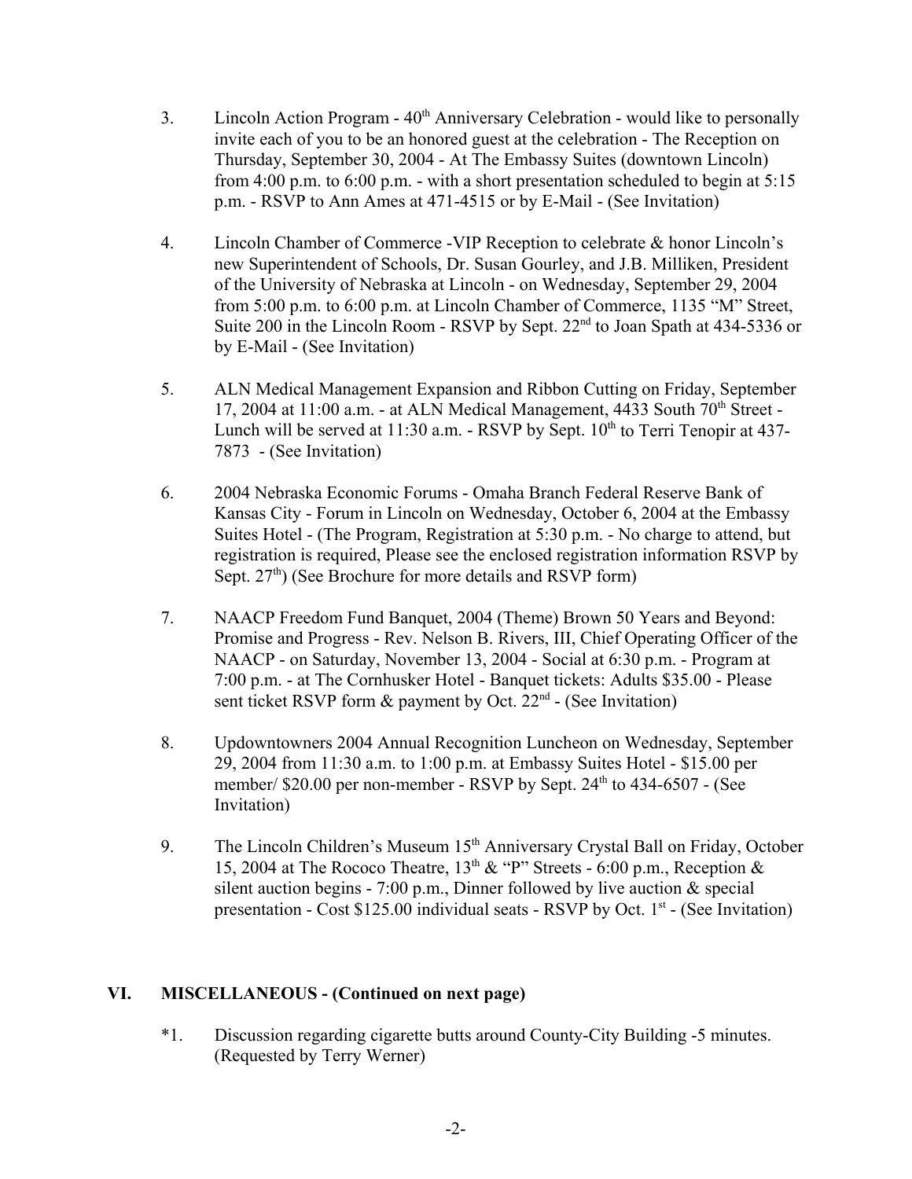3. Lincoln Action Program - 40th Anniversary Celebration - would like to personally invite each of you to be an honored guest at the celebration - The Reception on Thursday, September 30, 2004 - At The Embassy Suites (downtown Lincoln) from 4:00 p.m. to 6:00 p.m. - with a short presentation scheduled to begin at 5:15 p.m. - RSVP to Ann Ames at 471-4515 or by E-Mail - (See Invitation)

4. Lincoln Chamber of Commerce -VIP Reception to celebrate & honor Lincoln's new Superintendent of Schools, Dr. Susan Gourley, and J.B. Milliken, President of the University of Nebraska at Lincoln - on Wednesday, September 29, 2004 from 5:00 p.m. to 6:00 p.m. at Lincoln Chamber of Commerce, 1135 "M" Street, Suite 200 in the Lincoln Room - RSVP by Sept. 22nd to Joan Spath at 434-5336 or by E-Mail - (See Invitation)

5. ALN Medical Management Expansion and Ribbon Cutting on Friday, September 17, 2004 at 11:00 a.m. - at ALN Medical Management, 4433 South 70th Street - Lunch will be served at 11:30 a.m. - RSVP by Sept. 10th to Terri Tenopir at 437-7873 - (See Invitation)

6. 2004 Nebraska Economic Forums - Omaha Branch Federal Reserve Bank of Kansas City - Forum in Lincoln on Wednesday, October 6, 2004 at the Embassy Suites Hotel - (The Program, Registration at 5:30 p.m. - No charge to attend, but registration is required, Please see the enclosed registration information RSVP by Sept. 27th) (See Brochure for more details and RSVP form)

7. NAACP Freedom Fund Banquet, 2004 (Theme) Brown 50 Years and Beyond: Promise and Progress - Rev. Nelson B. Rivers, III, Chief Operating Officer of the NAACP - on Saturday, November 13, 2004 - Social at 6:30 p.m. - Program at 7:00 p.m. - at The Cornhusker Hotel - Banquet tickets: Adults $35.00 - Please sent ticket RSVP form & payment by Oct. 22nd - (See Invitation)

8. Updowntowners 2004 Annual Recognition Luncheon on Wednesday, September 29, 2004 from 11:30 a.m. to 1:00 p.m. at Embassy Suites Hotel - $15.00 per member/ $20.00 per non-member - RSVP by Sept. 24th to 434-6507 - (See Invitation)

9. The Lincoln Children's Museum 15th Anniversary Crystal Ball on Friday, October 15, 2004 at The Rococo Theatre, 13th & "P" Streets - 6:00 p.m., Reception & silent auction begins - 7:00 p.m., Dinner followed by live auction & special presentation - Cost $125.00 individual seats - RSVP by Oct. 1st - (See Invitation)

## VI. MISCELLANEOUS - (Continued on next page)

*1. Discussion regarding cigarette butts around County-City Building -5 minutes. (Requested by Terry Werner)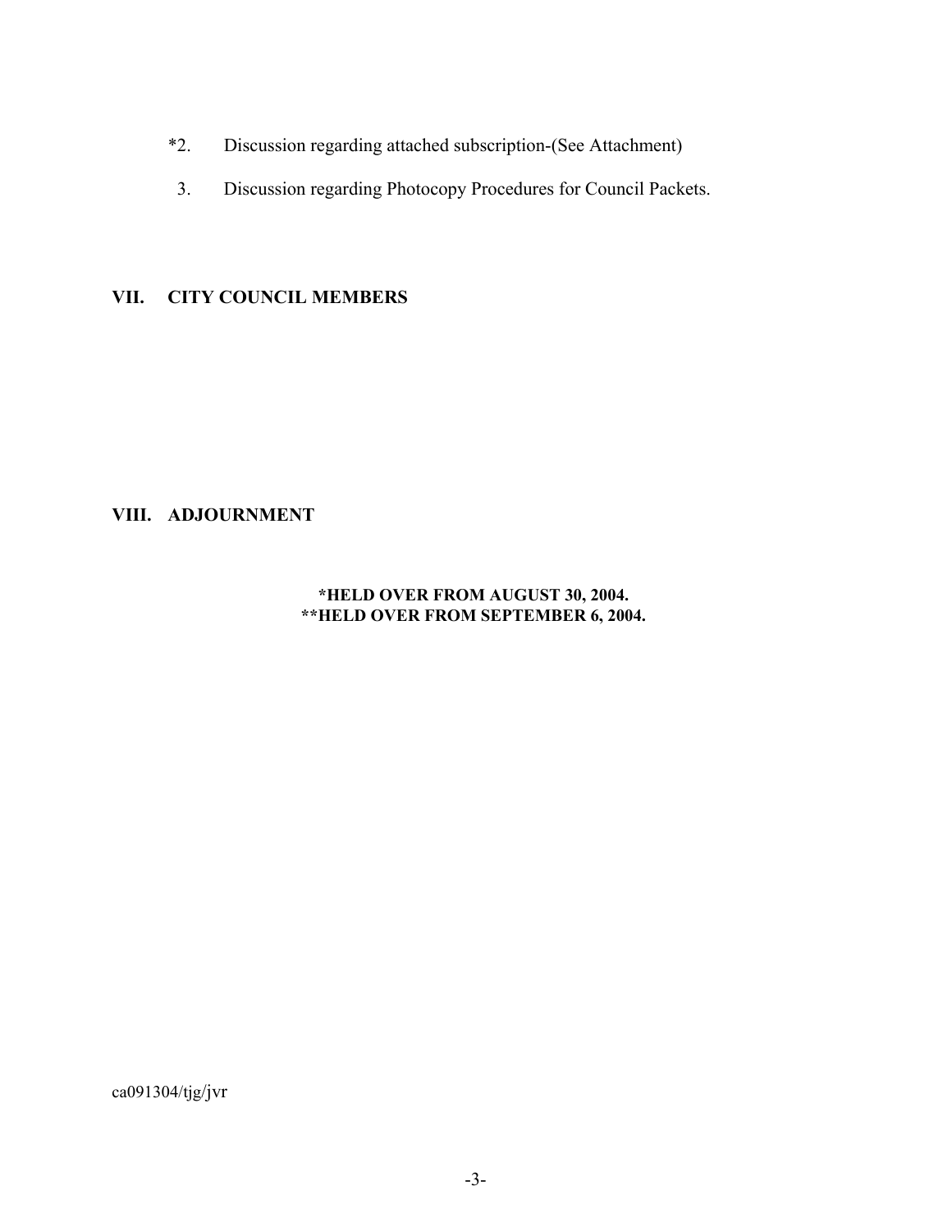*2. Discussion regarding attached subscription-(See Attachment)

3. Discussion regarding Photocopy Procedures for Council Packets.

## VII. CITY COUNCIL MEMBERS

## VIII. ADJOURNMENT

**\*HELD OVER FROM AUGUST 30, 2004.**
**\*\*HELD OVER FROM SEPTEMBER 6, 2004.**

ca091304/tjg/jvr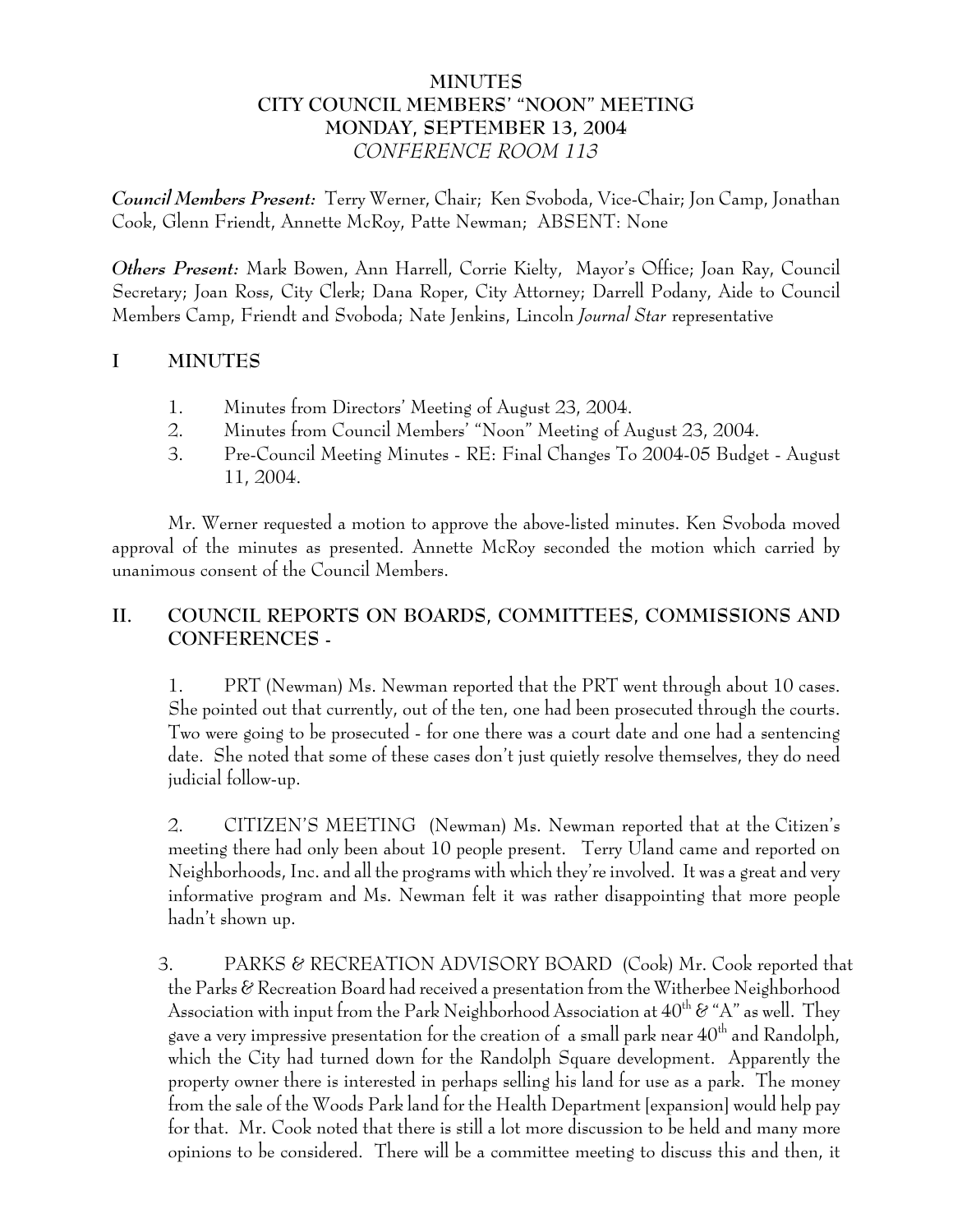**MINUTES**
**CITY COUNCIL MEMBERS' "NOON" MEETING**
**MONDAY, SEPTEMBER 13, 2004**
*CONFERENCE ROOM 113*

***Council Members Present:*** Terry Werner, Chair; Ken Svoboda, Vice-Chair; Jon Camp, Jonathan Cook, Glenn Friendt, Annette McRoy, Patte Newman; ABSENT: None

***Others Present:*** Mark Bowen, Ann Harrell, Corrie Kielty, Mayor's Office; Joan Ray, Council Secretary; Joan Ross, City Clerk; Dana Roper, City Attorney; Darrell Podany, Aide to Council Members Camp, Friendt and Svoboda; Nate Jenkins, Lincoln *Journal Star* representative

## I MINUTES

1. Minutes from Directors' Meeting of August 23, 2004.
2. Minutes from Council Members' "Noon" Meeting of August 23, 2004.
3. Pre-Council Meeting Minutes - RE: Final Changes To 2004-05 Budget - August 11, 2004.

Mr. Werner requested a motion to approve the above-listed minutes. Ken Svoboda moved approval of the minutes as presented. Annette McRoy seconded the motion which carried by unanimous consent of the Council Members.

## II. COUNCIL REPORTS ON BOARDS, COMMITTEES, COMMISSIONS AND CONFERENCES -

1. PRT (Newman) Ms. Newman reported that the PRT went through about 10 cases. She pointed out that currently, out of the ten, one had been prosecuted through the courts. Two were going to be prosecuted - for one there was a court date and one had a sentencing date. She noted that some of these cases don't just quietly resolve themselves, they do need judicial follow-up.

2. CITIZEN'S MEETING (Newman) Ms. Newman reported that at the Citizen's meeting there had only been about 10 people present. Terry Uland came and reported on Neighborhoods, Inc. and all the programs with which they're involved. It was a great and very informative program and Ms. Newman felt it was rather disappointing that more people hadn't shown up.

3. PARKS & RECREATION ADVISORY BOARD (Cook) Mr. Cook reported that the Parks & Recreation Board had received a presentation from the Witherbee Neighborhood Association with input from the Park Neighborhood Association at 40th & "A" as well. They gave a very impressive presentation for the creation of a small park near 40th and Randolph, which the City had turned down for the Randolph Square development. Apparently the property owner there is interested in perhaps selling his land for use as a park. The money from the sale of the Woods Park land for the Health Department [expansion] would help pay for that. Mr. Cook noted that there is still a lot more discussion to be held and many more opinions to be considered. There will be a committee meeting to discuss this and then, it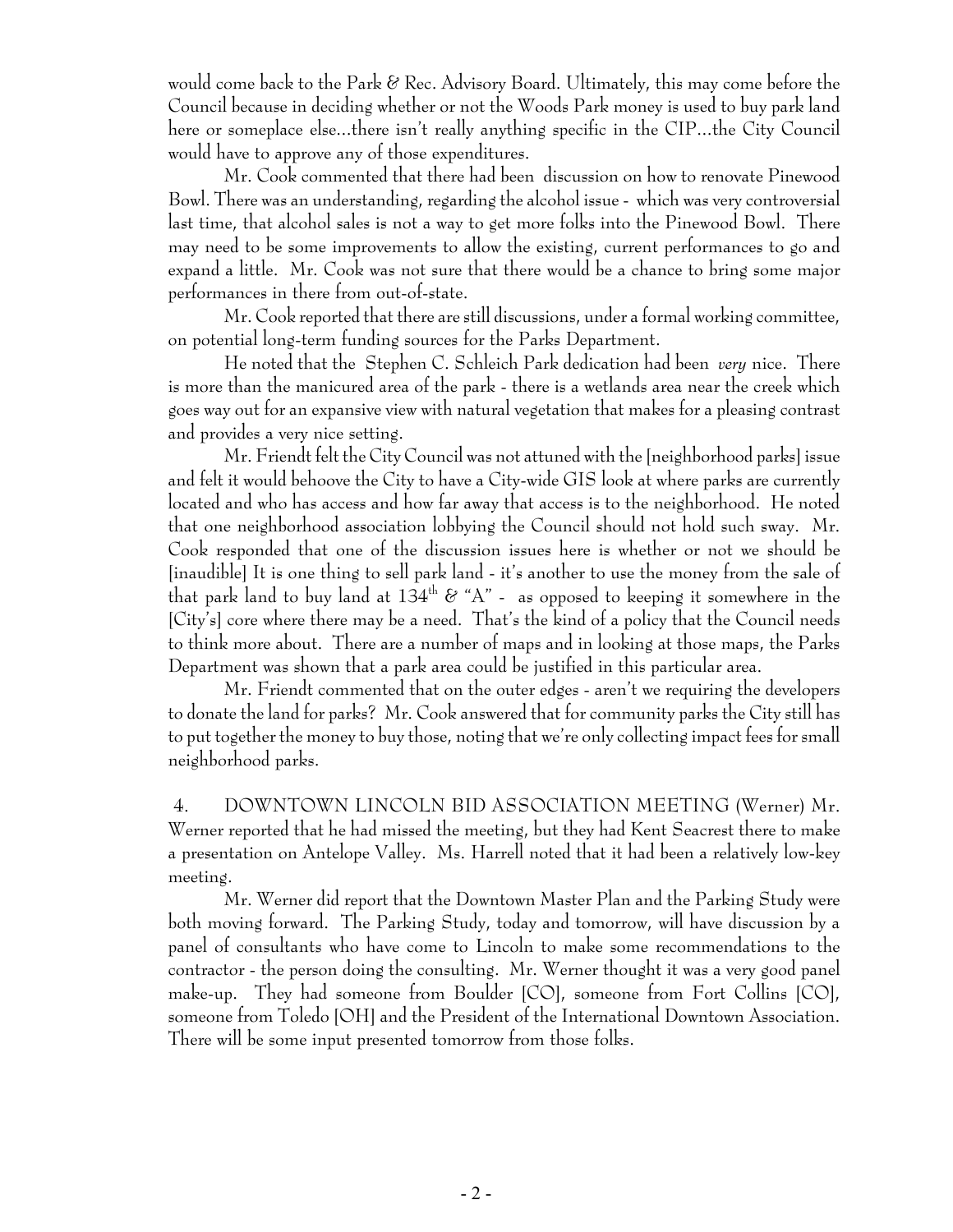would come back to the Park & Rec. Advisory Board. Ultimately, this may come before the Council because in deciding whether or not the Woods Park money is used to buy park land here or someplace else...there isn't really anything specific in the CIP...the City Council would have to approve any of those expenditures.

Mr. Cook commented that there had been discussion on how to renovate Pinewood Bowl. There was an understanding, regarding the alcohol issue - which was very controversial last time, that alcohol sales is not a way to get more folks into the Pinewood Bowl. There may need to be some improvements to allow the existing, current performances to go and expand a little. Mr. Cook was not sure that there would be a chance to bring some major performances in there from out-of-state.

Mr. Cook reported that there are still discussions, under a formal working committee, on potential long-term funding sources for the Parks Department.

He noted that the Stephen C. Schleich Park dedication had been *very* nice. There is more than the manicured area of the park - there is a wetlands area near the creek which goes way out for an expansive view with natural vegetation that makes for a pleasing contrast and provides a very nice setting.

Mr. Friendt felt the City Council was not attuned with the [neighborhood parks] issue and felt it would behoove the City to have a City-wide GIS look at where parks are currently located and who has access and how far away that access is to the neighborhood. He noted that one neighborhood association lobbying the Council should not hold such sway. Mr. Cook responded that one of the discussion issues here is whether or not we should be [inaudible] It is one thing to sell park land - it's another to use the money from the sale of that park land to buy land at 134th & "A" - as opposed to keeping it somewhere in the [City's] core where there may be a need. That's the kind of a policy that the Council needs to think more about. There are a number of maps and in looking at those maps, the Parks Department was shown that a park area could be justified in this particular area.

Mr. Friendt commented that on the outer edges - aren't we requiring the developers to donate the land for parks? Mr. Cook answered that for community parks the City still has to put together the money to buy those, noting that we're only collecting impact fees for small neighborhood parks.

4. DOWNTOWN LINCOLN BID ASSOCIATION MEETING (Werner) Mr. Werner reported that he had missed the meeting, but they had Kent Seacrest there to make a presentation on Antelope Valley. Ms. Harrell noted that it had been a relatively low-key meeting.

Mr. Werner did report that the Downtown Master Plan and the Parking Study were both moving forward. The Parking Study, today and tomorrow, will have discussion by a panel of consultants who have come to Lincoln to make some recommendations to the contractor - the person doing the consulting. Mr. Werner thought it was a very good panel make-up. They had someone from Boulder [CO], someone from Fort Collins [CO], someone from Toledo [OH] and the President of the International Downtown Association. There will be some input presented tomorrow from those folks.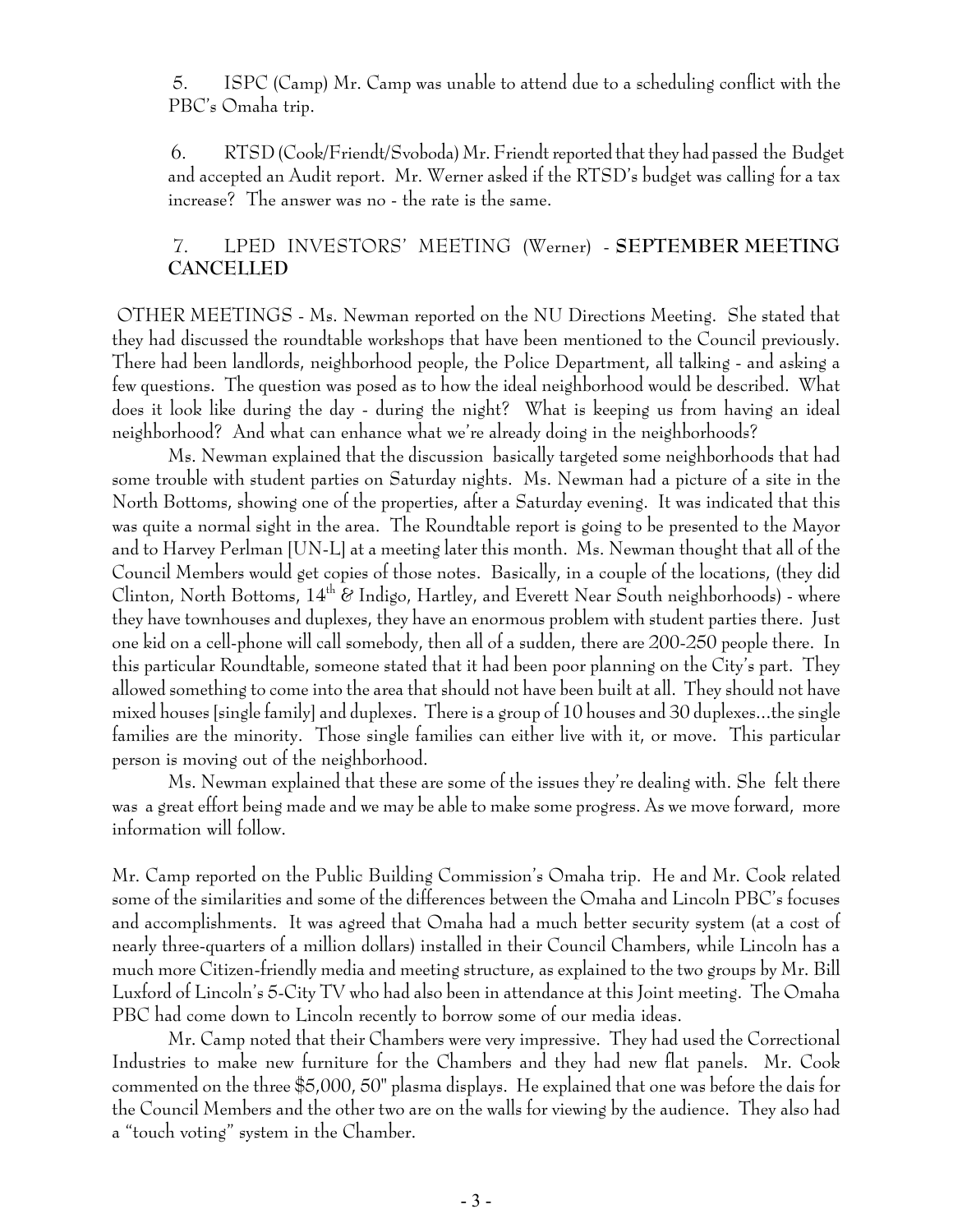5. ISPC (Camp) Mr. Camp was unable to attend due to a scheduling conflict with the PBC's Omaha trip.

6. RTSD (Cook/Friendt/Svoboda) Mr. Friendt reported that they had passed the Budget and accepted an Audit report. Mr. Werner asked if the RTSD's budget was calling for a tax increase? The answer was no - the rate is the same.

7. LPED INVESTORS' MEETING (Werner) - **SEPTEMBER MEETING CANCELLED**

OTHER MEETINGS - Ms. Newman reported on the NU Directions Meeting. She stated that they had discussed the roundtable workshops that have been mentioned to the Council previously. There had been landlords, neighborhood people, the Police Department, all talking - and asking a few questions. The question was posed as to how the ideal neighborhood would be described. What does it look like during the day - during the night? What is keeping us from having an ideal neighborhood? And what can enhance what we're already doing in the neighborhoods?

Ms. Newman explained that the discussion basically targeted some neighborhoods that had some trouble with student parties on Saturday nights. Ms. Newman had a picture of a site in the North Bottoms, showing one of the properties, after a Saturday evening. It was indicated that this was quite a normal sight in the area. The Roundtable report is going to be presented to the Mayor and to Harvey Perlman [UN-L] at a meeting later this month. Ms. Newman thought that all of the Council Members would get copies of those notes. Basically, in a couple of the locations, (they did Clinton, North Bottoms, 14th & Indigo, Hartley, and Everett Near South neighborhoods) - where they have townhouses and duplexes, they have an enormous problem with student parties there. Just one kid on a cell-phone will call somebody, then all of a sudden, there are 200-250 people there. In this particular Roundtable, someone stated that it had been poor planning on the City's part. They allowed something to come into the area that should not have been built at all. They should not have mixed houses [single family] and duplexes. There is a group of 10 houses and 30 duplexes...the single families are the minority. Those single families can either live with it, or move. This particular person is moving out of the neighborhood.

Ms. Newman explained that these are some of the issues they're dealing with. She felt there was a great effort being made and we may be able to make some progress. As we move forward, more information will follow.

Mr. Camp reported on the Public Building Commission's Omaha trip. He and Mr. Cook related some of the similarities and some of the differences between the Omaha and Lincoln PBC's focuses and accomplishments. It was agreed that Omaha had a much better security system (at a cost of nearly three-quarters of a million dollars) installed in their Council Chambers, while Lincoln has a much more Citizen-friendly media and meeting structure, as explained to the two groups by Mr. Bill Luxford of Lincoln's 5-City TV who had also been in attendance at this Joint meeting. The Omaha PBC had come down to Lincoln recently to borrow some of our media ideas.

Mr. Camp noted that their Chambers were very impressive. They had used the Correctional Industries to make new furniture for the Chambers and they had new flat panels. Mr. Cook commented on the three $5,000, 50" plasma displays. He explained that one was before the dais for the Council Members and the other two are on the walls for viewing by the audience. They also had a "touch voting" system in the Chamber.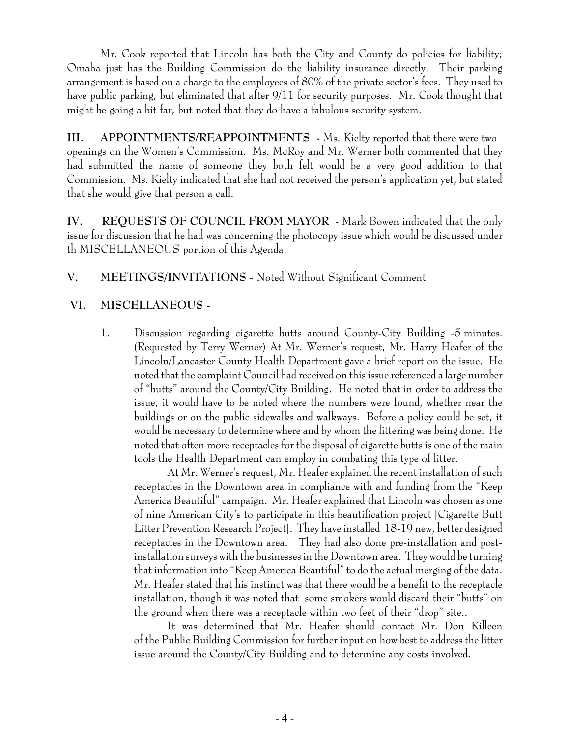Mr. Cook reported that Lincoln has both the City and County do policies for liability; Omaha just has the Building Commission do the liability insurance directly. Their parking arrangement is based on a charge to the employees of 80% of the private sector's fees. They used to have public parking, but eliminated that after 9/11 for security purposes. Mr. Cook thought that might be going a bit far, but noted that they do have a fabulous security system.

**III. APPOINTMENTS/REAPPOINTMENTS** - Ms. Kielty reported that there were two openings on the Women's Commission. Ms. McRoy and Mr. Werner both commented that they had submitted the name of someone they both felt would be a very good addition to that Commission. Ms. Kielty indicated that she had not received the person's application yet, but stated that she would give that person a call.

**IV. REQUESTS OF COUNCIL FROM MAYOR** - Mark Bowen indicated that the only issue for discussion that he had was concerning the photocopy issue which would be discussed under th MISCELLANEOUS portion of this Agenda.

**V. MEETINGS/INVITATIONS** - Noted Without Significant Comment

**VI. MISCELLANEOUS** -

1. Discussion regarding cigarette butts around County-City Building -5 minutes. (Requested by Terry Werner) At Mr. Werner's request, Mr. Harry Heafer of the Lincoln/Lancaster County Health Department gave a brief report on the issue. He noted that the complaint Council had received on this issue referenced a large number of "butts" around the County/City Building. He noted that in order to address the issue, it would have to be noted where the numbers were found, whether near the buildings or on the public sidewalks and walkways. Before a policy could be set, it would be necessary to determine where and by whom the littering was being done. He noted that often more receptacles for the disposal of cigarette butts is one of the main tools the Health Department can employ in combating this type of litter.

   At Mr. Werner's request, Mr. Heafer explained the recent installation of such receptacles in the Downtown area in compliance with and funding from the "Keep America Beautiful" campaign. Mr. Heafer explained that Lincoln was chosen as one of nine American City's to participate in this beautification project [Cigarette Butt Litter Prevention Research Project]. They have installed 18-19 new, better designed receptacles in the Downtown area. They had also done pre-installation and post-installation surveys with the businesses in the Downtown area. They would be turning that information into "Keep America Beautiful" to do the actual merging of the data. Mr. Heafer stated that his instinct was that there would be a benefit to the receptacle installation, though it was noted that some smokers would discard their "butts" on the ground when there was a receptacle within two feet of their "drop" site..

   It was determined that Mr. Heafer should contact Mr. Don Killeen of the Public Building Commission for further input on how best to address the litter issue around the County/City Building and to determine any costs involved.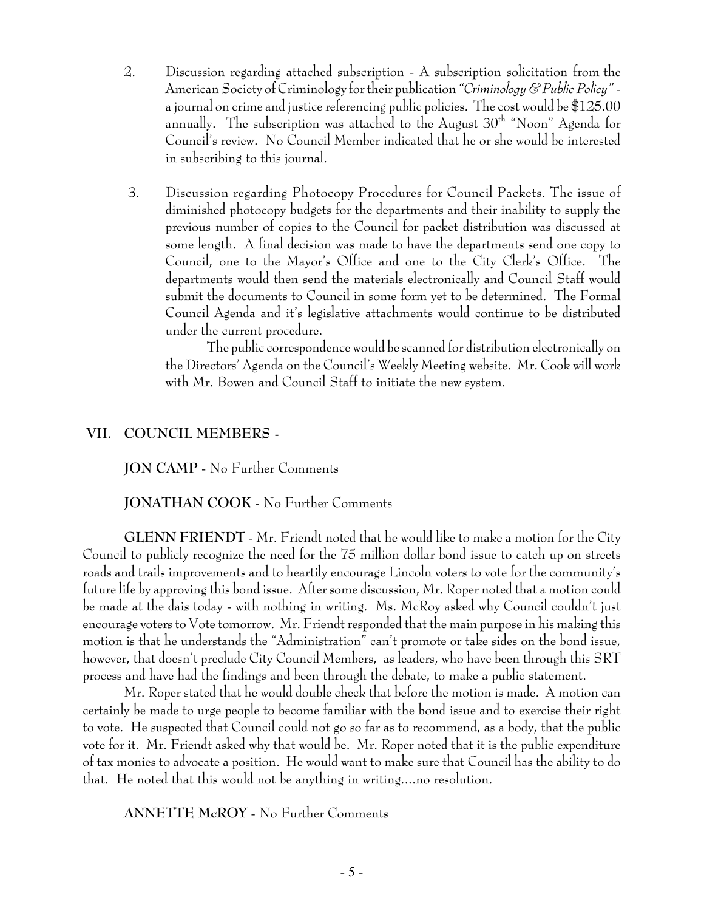2. Discussion regarding attached subscription - A subscription solicitation from the American Society of Criminology for their publication *"Criminology & Public Policy"* - a journal on crime and justice referencing public policies. The cost would be $125.00 annually. The subscription was attached to the August 30th "Noon" Agenda for Council's review. No Council Member indicated that he or she would be interested in subscribing to this journal.

3. Discussion regarding Photocopy Procedures for Council Packets. The issue of diminished photocopy budgets for the departments and their inability to supply the previous number of copies to the Council for packet distribution was discussed at some length. A final decision was made to have the departments send one copy to Council, one to the Mayor's Office and one to the City Clerk's Office. The departments would then send the materials electronically and Council Staff would submit the documents to Council in some form yet to be determined. The Formal Council Agenda and it's legislative attachments would continue to be distributed under the current procedure.

   The public correspondence would be scanned for distribution electronically on the Directors' Agenda on the Council's Weekly Meeting website. Mr. Cook will work with Mr. Bowen and Council Staff to initiate the new system.

## VII. COUNCIL MEMBERS -

**JON CAMP** - No Further Comments

**JONATHAN COOK** - No Further Comments

**GLENN FRIENDT** - Mr. Friendt noted that he would like to make a motion for the City Council to publicly recognize the need for the 75 million dollar bond issue to catch up on streets roads and trails improvements and to heartily encourage Lincoln voters to vote for the community's future life by approving this bond issue. After some discussion, Mr. Roper noted that a motion could be made at the dais today - with nothing in writing. Ms. McRoy asked why Council couldn't just encourage voters to Vote tomorrow. Mr. Friendt responded that the main purpose in his making this motion is that he understands the "Administration" can't promote or take sides on the bond issue, however, that doesn't preclude City Council Members, as leaders, who have been through this SRT process and have had the findings and been through the debate, to make a public statement.

Mr. Roper stated that he would double check that before the motion is made. A motion can certainly be made to urge people to become familiar with the bond issue and to exercise their right to vote. He suspected that Council could not go so far as to recommend, as a body, that the public vote for it. Mr. Friendt asked why that would be. Mr. Roper noted that it is the public expenditure of tax monies to advocate a position. He would want to make sure that Council has the ability to do that. He noted that this would not be anything in writing....no resolution.

**ANNETTE McROY** - No Further Comments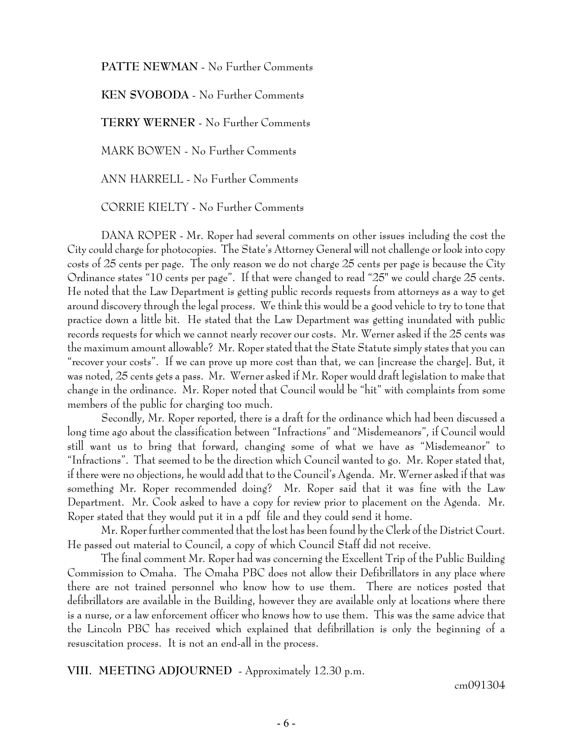**PATTE NEWMAN** - No Further Comments

**KEN SVOBODA** - No Further Comments

**TERRY WERNER** - No Further Comments

MARK BOWEN - No Further Comments

ANN HARRELL - No Further Comments

CORRIE KIELTY - No Further Comments

DANA ROPER - Mr. Roper had several comments on other issues including the cost the City could charge for photocopies. The State's Attorney General will not challenge or look into copy costs of 25 cents per page. The only reason we do not charge 25 cents per page is because the City Ordinance states "10 cents per page". If that were changed to read "25" we could charge 25 cents. He noted that the Law Department is getting public records requests from attorneys as a way to get around discovery through the legal process. We think this would be a good vehicle to try to tone that practice down a little bit. He stated that the Law Department was getting inundated with public records requests for which we cannot nearly recover our costs. Mr. Werner asked if the 25 cents was the maximum amount allowable? Mr. Roper stated that the State Statute simply states that you can "recover your costs". If we can prove up more cost than that, we can [increase the charge]. But, it was noted, 25 cents gets a pass. Mr. Werner asked if Mr. Roper would draft legislation to make that change in the ordinance. Mr. Roper noted that Council would be "hit" with complaints from some members of the public for charging too much.

Secondly, Mr. Roper reported, there is a draft for the ordinance which had been discussed a long time ago about the classification between "Infractions" and "Misdemeanors", if Council would still want us to bring that forward, changing some of what we have as "Misdemeanor" to "Infractions". That seemed to be the direction which Council wanted to go. Mr. Roper stated that, if there were no objections, he would add that to the Council's Agenda. Mr. Werner asked if that was something Mr. Roper recommended doing? Mr. Roper said that it was fine with the Law Department. Mr. Cook asked to have a copy for review prior to placement on the Agenda. Mr. Roper stated that they would put it in a pdf file and they could send it home.

Mr. Roper further commented that the lost has been found by the Clerk of the District Court. He passed out material to Council, a copy of which Council Staff did not receive.

The final comment Mr. Roper had was concerning the Excellent Trip of the Public Building Commission to Omaha. The Omaha PBC does not allow their Defibrillators in any place where there are not trained personnel who know how to use them. There are notices posted that defibrillators are available in the Building, however they are available only at locations where there is a nurse, or a law enforcement officer who knows how to use them. This was the same advice that the Lincoln PBC has received which explained that defibrillation is only the beginning of a resuscitation process. It is not an end-all in the process.

**VIII. MEETING ADJOURNED** - Approximately 12.30 p.m.

cm091304